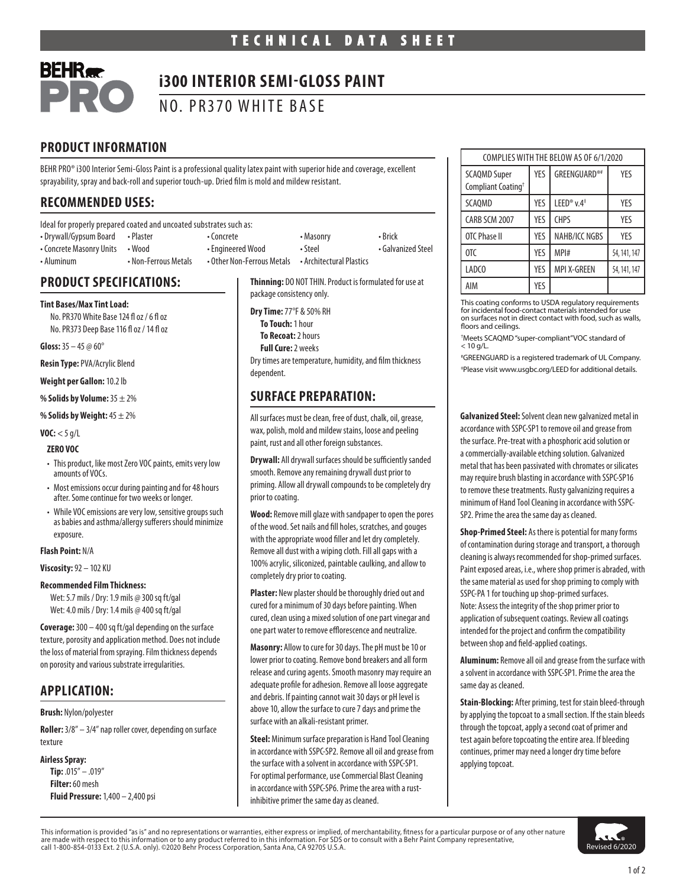TECHNICAL DATA SHEET

# i300 INTERIOR SEMI-GLOSS PAINT

NO. PR370 WHITE BASE

## PRODUCT INFORMATION

BEHR PRO® i300 Interior Semi-Gloss Paint is a professional quality latex paint with superior hide and coverage, excellent sprayability, spray and back-roll and superior touch-up. Dried film is mold and mildew resistant.

| COMPLIES WITH THE BELOW AS OF 6/1/2020 | | | |
|---|---|---|---|
| SCAQMD Super Compliant Coating† | YES | GREENGUARD®‡ | YES |
| SCAQMD | YES | LEED® v.4‡ | YES |
| CARB SCM 2007 | YES | CHPS | YES |
| OTC Phase II | YES | NAHB/ICC NGBS | YES |
| OTC | YES | MPI# | 54, 141, 147 |
| LADCO | YES | MPI X-GREEN | 54, 141, 147 |
| AIM | YES | | |

This coating conforms to USDA regulatory requirements for incidental food-contact materials intended for use on surfaces not in direct contact with food, such as walls, floors and ceilings.

†Meets SCAQMD "super-compliant" VOC standard of < 10 g/L.

‡GREENGUARD is a registered trademark of UL Company.

‡Please visit www.usgbc.org/LEED for additional details.

## RECOMMENDED USES:

Ideal for properly prepared coated and uncoated substrates such as:

- Drywall/Gypsum Board
- Concrete Masonry Units
- Aluminum
- Plaster
- Wood
- Non-Ferrous Metals
- Concrete
- Engineered Wood
- Other Non-Ferrous Metals
- Masonry
- Steel
- Architectural Plastics
- Brick
- Galvanized Steel

## PRODUCT SPECIFICATIONS:

**Tint Bases/Max Tint Load:**

No. PR370 White Base 124 fl oz / 6 fl oz
No. PR373 Deep Base 116 fl oz / 14 fl oz

**Gloss:** 35 – 45 @ 60°

**Resin Type:** PVA/Acrylic Blend

**Weight per Gallon:** 10.2 lb

**% Solids by Volume:** 35 ± 2%

**% Solids by Weight:** 45 ± 2%

**VOC:** < 5 g/L

**ZERO VOC**

- This product, like most Zero VOC paints, emits very low amounts of VOCs.
- Most emissions occur during painting and for 48 hours after. Some continue for two weeks or longer.
- While VOC emissions are very low, sensitive groups such as babies and asthma/allergy sufferers should minimize exposure.

**Flash Point:** N/A

**Viscosity:** 92 – 102 KU

**Recommended Film Thickness:**

Wet: 5.7 mils / Dry: 1.9 mils @ 300 sq ft/gal
Wet: 4.0 mils / Dry: 1.4 mils @ 400 sq ft/gal

**Coverage:** 300 – 400 sq ft/gal depending on the surface texture, porosity and application method. Does not include the loss of material from spraying. Film thickness depends on porosity and various substrate irregularities.

**Thinning:** DO NOT THIN. Product is formulated for use at package consistency only.

**Dry Time:** 77°F & 50% RH

**To Touch:** 1 hour
**To Recoat:** 2 hours
**Full Cure:** 2 weeks

Dry times are temperature, humidity, and film thickness dependent.

## APPLICATION:

**Brush:** Nylon/polyester

**Roller:** 3/8" – 3/4" nap roller cover, depending on surface texture

**Airless Spray:**

**Tip:** .015" – .019"
**Filter:** 60 mesh
**Fluid Pressure:** 1,400 – 2,400 psi

## SURFACE PREPARATION:

All surfaces must be clean, free of dust, chalk, oil, grease, wax, polish, mold and mildew stains, loose and peeling paint, rust and all other foreign substances.

**Drywall:** All drywall surfaces should be sufficiently sanded smooth. Remove any remaining drywall dust prior to priming. Allow all drywall compounds to be completely dry prior to coating.

**Wood:** Remove mill glaze with sandpaper to open the pores of the wood. Set nails and fill holes, scratches, and gouges with the appropriate wood filler and let dry completely. Remove all dust with a wiping cloth. Fill all gaps with a 100% acrylic, siliconized, paintable caulking, and allow to completely dry prior to coating.

**Plaster:** New plaster should be thoroughly dried out and cured for a minimum of 30 days before painting. When cured, clean using a mixed solution of one part vinegar and one part water to remove efflorescence and neutralize.

**Masonry:** Allow to cure for 30 days. The pH must be 10 or lower prior to coating. Remove bond breakers and all form release and curing agents. Smooth masonry may require an adequate profile for adhesion. Remove all loose aggregate and debris. If painting cannot wait 30 days or pH level is above 10, allow the surface to cure 7 days and prime the surface with an alkali-resistant primer.

**Steel:** Minimum surface preparation is Hand Tool Cleaning in accordance with SSPC-SP2. Remove all oil and grease from the surface with a solvent in accordance with SSPC-SP1. For optimal performance, use Commercial Blast Cleaning in accordance with SSPC-SP6. Prime the area with a rust-inhibitive primer the same day as cleaned.

**Galvanized Steel:** Solvent clean new galvanized metal in accordance with SSPC-SP1 to remove oil and grease from the surface. Pre-treat with a phosphoric acid solution or a commercially-available etching solution. Galvanized metal that has been passivated with chromates or silicates may require brush blasting in accordance with SSPC-SP16 to remove these treatments. Rusty galvanizing requires a minimum of Hand Tool Cleaning in accordance with SSPC-SP2. Prime the area the same day as cleaned.

**Shop-Primed Steel:** As there is potential for many forms of contamination during storage and transport, a thorough cleaning is always recommended for shop-primed surfaces. Paint exposed areas, i.e., where shop primer is abraded, with the same material as used for shop priming to comply with SSPC-PA 1 for touching up shop-primed surfaces.
Note: Assess the integrity of the shop primer prior to application of subsequent coatings. Review all coatings intended for the project and confirm the compatibility between shop and field-applied coatings.

**Aluminum:** Remove all oil and grease from the surface with a solvent in accordance with SSPC-SP1. Prime the area the same day as cleaned.

**Stain-Blocking:** After priming, test for stain bleed-through by applying the topcoat to a small section. If the stain bleeds through the topcoat, apply a second coat of primer and test again before topcoating the entire area. If bleeding continues, primer may need a longer dry time before applying topcoat.

This information is provided "as is" and no representations or warranties, either express or implied, of merchantability, fitness for a particular purpose or of any other nature are made with respect to this information or to any product referred to in this information. For SDS or to consult with a Behr Paint Company representative, call 1-800-854-0133 Ext. 2 (U.S.A. only). ©2020 Behr Process Corporation, Santa Ana, CA 92705 U.S.A.

Revised 6/2020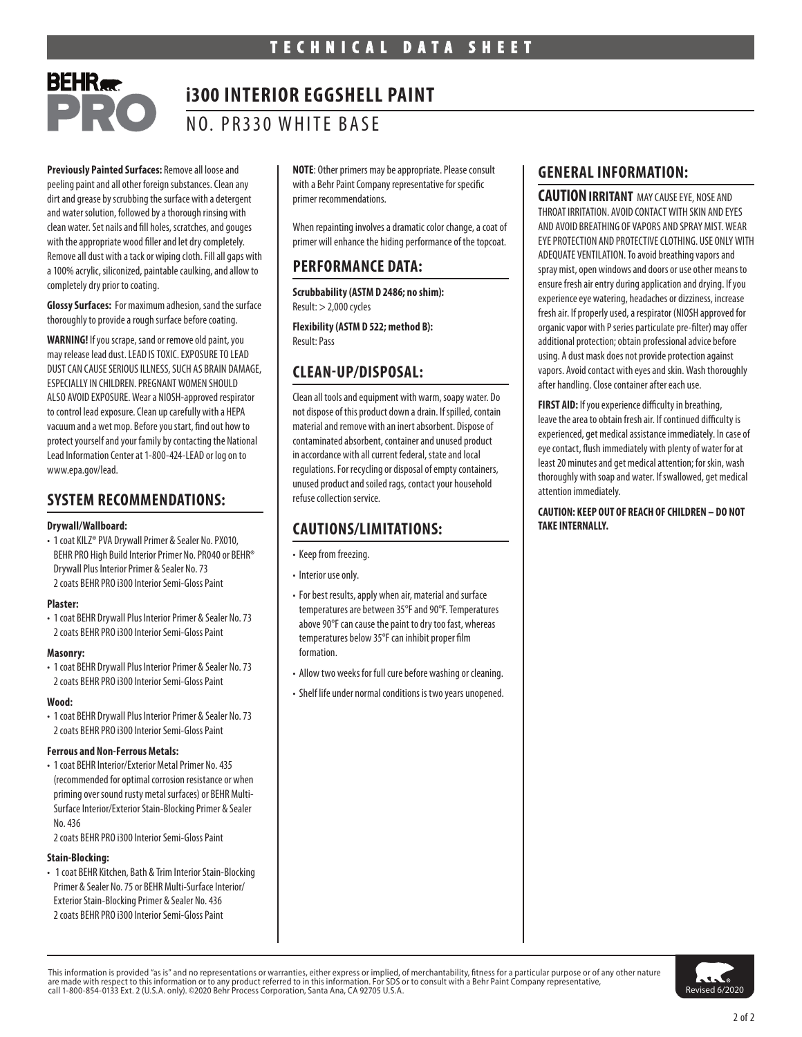# TECHNICAL DATA SHEET

# i300 INTERIOR EGGSHELL PAINT

## NO. PR330 WHITE BASE

**Previously Painted Surfaces:** Remove all loose and peeling paint and all other foreign substances. Clean any dirt and grease by scrubbing the surface with a detergent and water solution, followed by a thorough rinsing with clean water. Set nails and fill holes, scratches, and gouges with the appropriate wood filler and let dry completely. Remove all dust with a tack or wiping cloth. Fill all gaps with a 100% acrylic, siliconized, paintable caulking, and allow to completely dry prior to coating.

**Glossy Surfaces:** For maximum adhesion, sand the surface thoroughly to provide a rough surface before coating.

**WARNING!** If you scrape, sand or remove old paint, you may release lead dust. LEAD IS TOXIC. EXPOSURE TO LEAD DUST CAN CAUSE SERIOUS ILLNESS, SUCH AS BRAIN DAMAGE, ESPECIALLY IN CHILDREN. PREGNANT WOMEN SHOULD ALSO AVOID EXPOSURE. Wear a NIOSH-approved respirator to control lead exposure. Clean up carefully with a HEPA vacuum and a wet mop. Before you start, find out how to protect yourself and your family by contacting the National Lead Information Center at 1-800-424-LEAD or log on to www.epa.gov/lead.

## SYSTEM RECOMMENDATIONS:

**Drywall/Wallboard:**

- 1 coat KILZ® PVA Drywall Primer & Sealer No. PX010, BEHR PRO High Build Interior Primer No. PR040 or BEHR® Drywall Plus Interior Primer & Sealer No. 73
  2 coats BEHR PRO i300 Interior Semi-Gloss Paint

**Plaster:**

- 1 coat BEHR Drywall Plus Interior Primer & Sealer No. 73
  2 coats BEHR PRO i300 Interior Semi-Gloss Paint

**Masonry:**

- 1 coat BEHR Drywall Plus Interior Primer & Sealer No. 73
  2 coats BEHR PRO i300 Interior Semi-Gloss Paint

**Wood:**

- 1 coat BEHR Drywall Plus Interior Primer & Sealer No. 73
  2 coats BEHR PRO i300 Interior Semi-Gloss Paint

**Ferrous and Non-Ferrous Metals:**

- 1 coat BEHR Interior/Exterior Metal Primer No. 435 (recommended for optimal corrosion resistance or when priming over sound rusty metal surfaces) or BEHR Multi-Surface Interior/Exterior Stain-Blocking Primer & Sealer No. 436
  2 coats BEHR PRO i300 Interior Semi-Gloss Paint

**Stain-Blocking:**

- 1 coat BEHR Kitchen, Bath & Trim Interior Stain-Blocking Primer & Sealer No. 75 or BEHR Multi-Surface Interior/Exterior Stain-Blocking Primer & Sealer No. 436
  2 coats BEHR PRO i300 Interior Semi-Gloss Paint

**NOTE**: Other primers may be appropriate. Please consult with a Behr Paint Company representative for specific primer recommendations.

When repainting involves a dramatic color change, a coat of primer will enhance the hiding performance of the topcoat.

## PERFORMANCE DATA:

**Scrubbability (ASTM D 2486; no shim):**
Result: > 2,000 cycles

**Flexibility (ASTM D 522; method B):**
Result: Pass

## CLEAN-UP/DISPOSAL:

Clean all tools and equipment with warm, soapy water. Do not dispose of this product down a drain. If spilled, contain material and remove with an inert absorbent. Dispose of contaminated absorbent, container and unused product in accordance with all current federal, state and local regulations. For recycling or disposal of empty containers, unused product and soiled rags, contact your household refuse collection service.

## CAUTIONS/LIMITATIONS:

- Keep from freezing.
- Interior use only.
- For best results, apply when air, material and surface temperatures are between 35°F and 90°F. Temperatures above 90°F can cause the paint to dry too fast, whereas temperatures below 35°F can inhibit proper film formation.
- Allow two weeks for full cure before washing or cleaning.
- Shelf life under normal conditions is two years unopened.

## GENERAL INFORMATION:

**CAUTION IRRITANT** MAY CAUSE EYE, NOSE AND THROAT IRRITATION. AVOID CONTACT WITH SKIN AND EYES AND AVOID BREATHING OF VAPORS AND SPRAY MIST. WEAR EYE PROTECTION AND PROTECTIVE CLOTHING. USE ONLY WITH ADEQUATE VENTILATION. To avoid breathing vapors and spray mist, open windows and doors or use other means to ensure fresh air entry during application and drying. If you experience eye watering, headaches or dizziness, increase fresh air. If properly used, a respirator (NIOSH approved for organic vapor with P series particulate pre-filter) may offer additional protection; obtain professional advice before using. A dust mask does not provide protection against vapors. Avoid contact with eyes and skin. Wash thoroughly after handling. Close container after each use.

**FIRST AID:** If you experience difficulty in breathing, leave the area to obtain fresh air. If continued difficulty is experienced, get medical assistance immediately. In case of eye contact, flush immediately with plenty of water for at least 20 minutes and get medical attention; for skin, wash thoroughly with soap and water. If swallowed, get medical attention immediately.

**CAUTION: KEEP OUT OF REACH OF CHILDREN – DO NOT TAKE INTERNALLY.**

This information is provided "as is" and no representations or warranties, either express or implied, of merchantability, fitness for a particular purpose or of any other nature are made with respect to this information or to any product referred to in this information. For SDS or to consult with a Behr Paint Company representative, call 1-800-854-0133 Ext. 2 (U.S.A. only). ©2020 Behr Process Corporation, Santa Ana, CA 92705 U.S.A.

Revised 6/2020